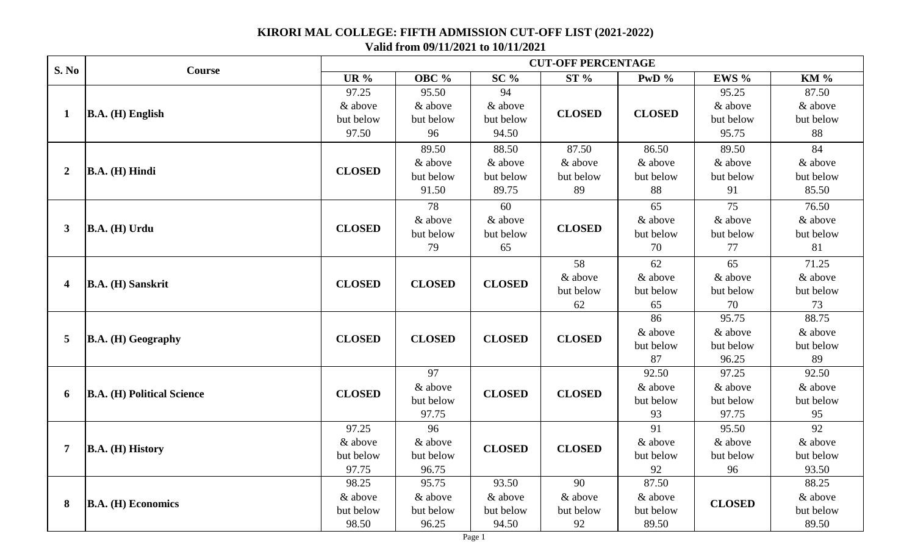# KIRORI MAL COLLEGE: FIFTH ADMISSION CUT-OFF LIST (2021-2022)

**Valid from 09/11/2021 to 10/11/2021**

| S. No | Course | CUT-OFF PERCENTAGE | | | | | | |
|---|---|---|---|---|---|---|---|---|
| | | UR % | OBC % | SC % | ST % | PwD % | EWS % | KM % |
| 1 | B.A. (H) English | 97.25 & above but below 97.50 | 95.50 & above but below 96 | 94 & above but below 94.50 | CLOSED | CLOSED | 95.25 & above but below 95.75 | 87.50 & above but below 88 |
| 2 | B.A. (H) Hindi | CLOSED | 89.50 & above but below 91.50 | 88.50 & above but below 89.75 | 87.50 & above but below 89 | 86.50 & above but below 88 | 89.50 & above but below 91 | 84 & above but below 85.50 |
| 3 | B.A. (H) Urdu | CLOSED | 78 & above but below 79 | 60 & above but below 65 | CLOSED | 65 & above but below 70 | 75 & above but below 77 | 76.50 & above but below 81 |
| 4 | B.A. (H) Sanskrit | CLOSED | CLOSED | CLOSED | 58 & above but below 62 | 62 & above but below 65 | 65 & above but below 70 | 71.25 & above but below 73 |
| 5 | B.A. (H) Geography | CLOSED | CLOSED | CLOSED | CLOSED | 86 & above but below 87 | 95.75 & above but below 96.25 | 88.75 & above but below 89 |
| 6 | B.A. (H) Political Science | CLOSED | 97 & above but below 97.75 | CLOSED | CLOSED | 92.50 & above but below 93 | 97.25 & above but below 97.75 | 92.50 & above but below 95 |
| 7 | B.A. (H) History | 97.25 & above but below 97.75 | 96 & above but below 96.75 | CLOSED | CLOSED | 91 & above but below 92 | 95.50 & above but below 96 | 92 & above but below 93.50 |
| 8 | B.A. (H) Economics | 98.25 & above but below 98.50 | 95.75 & above but below 96.25 | 93.50 & above but below 94.50 | 90 & above but below 92 | 87.50 & above but below 89.50 | CLOSED | 88.25 & above but below 89.50 |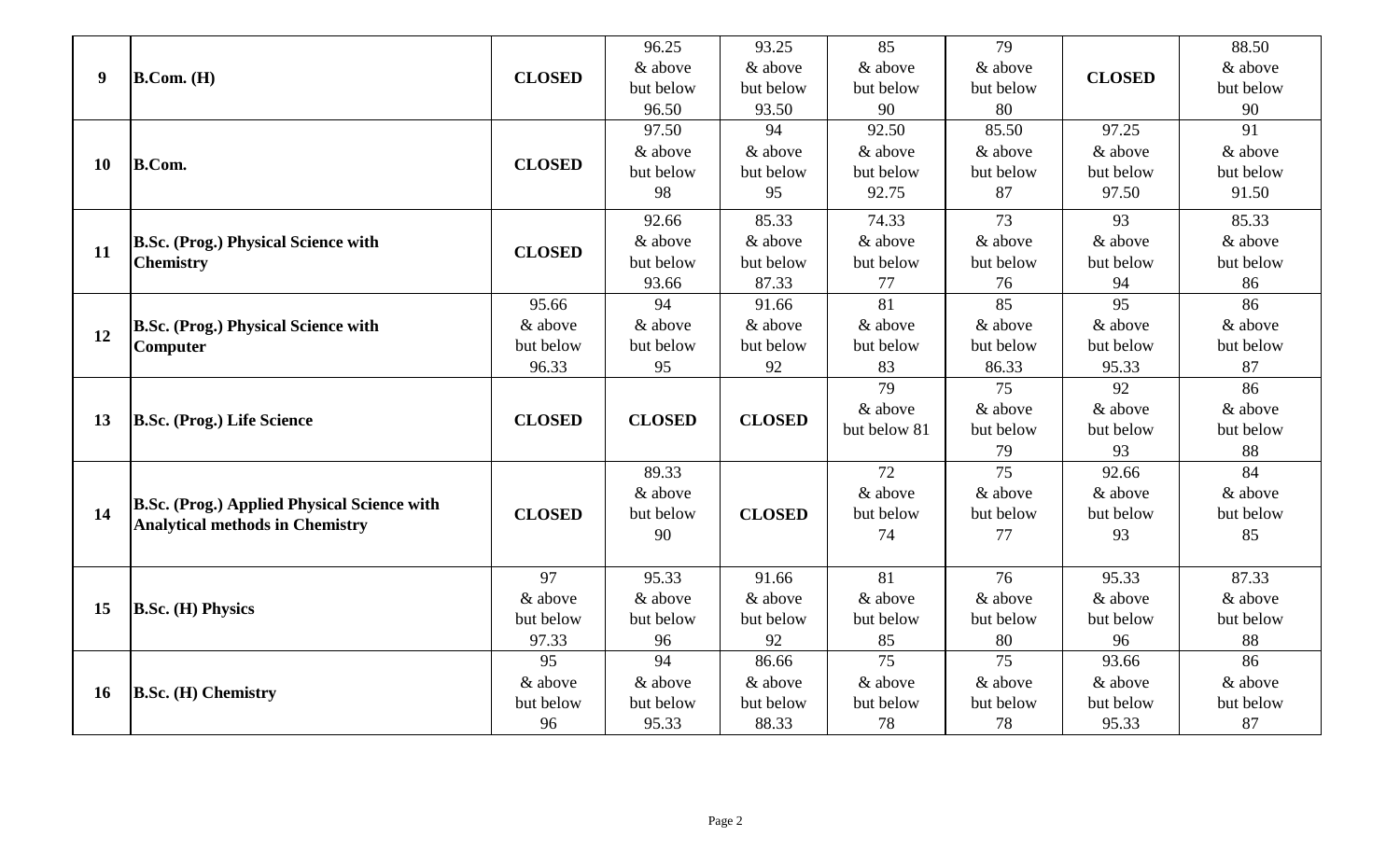| | | | | | | | | |
|---|---|---|---|---|---|---|---|---|
| **9** | **B.Com. (H)** | **CLOSED** | 96.25 & above but below 96.50 | 93.25 & above but below 93.50 | 85 & above but below 90 | 79 & above but below 80 | **CLOSED** | 88.50 & above but below 90 |
| **10** | **B.Com.** | **CLOSED** | 97.50 & above but below 98 | 94 & above but below 95 | 92.50 & above but below 92.75 | 85.50 & above but below 87 | 97.25 & above but below 97.50 | 91 & above but below 91.50 |
| **11** | **B.Sc. (Prog.) Physical Science with Chemistry** | **CLOSED** | 92.66 & above but below 93.66 | 85.33 & above but below 87.33 | 74.33 & above but below 77 | 73 & above but below 76 | 93 & above but below 94 | 85.33 & above but below 86 |
| **12** | **B.Sc. (Prog.) Physical Science with Computer** | 95.66 & above but below 96.33 | 94 & above but below 95 | 91.66 & above but below 92 | 81 & above but below 83 | 85 & above but below 86.33 | 95 & above but below 95.33 | 86 & above but below 87 |
| **13** | **B.Sc. (Prog.) Life Science** | **CLOSED** | **CLOSED** | **CLOSED** | 79 & above but below 81 | 75 & above but below 79 | 92 & above but below 93 | 86 & above but below 88 |
| **14** | **B.Sc. (Prog.) Applied Physical Science with Analytical methods in Chemistry** | **CLOSED** | 89.33 & above but below 90 | **CLOSED** | 72 & above but below 74 | 75 & above but below 77 | 92.66 & above but below 93 | 84 & above but below 85 |
| **15** | **B.Sc. (H) Physics** | 97 & above but below 97.33 | 95.33 & above but below 96 | 91.66 & above but below 92 | 81 & above but below 85 | 76 & above but below 80 | 95.33 & above but below 96 | 87.33 & above but below 88 |
| **16** | **B.Sc. (H) Chemistry** | 95 & above but below 96 | 94 & above but below 95.33 | 86.66 & above but below 88.33 | 75 & above but below 78 | 75 & above but below 78 | 93.66 & above but below 95.33 | 86 & above but below 87 |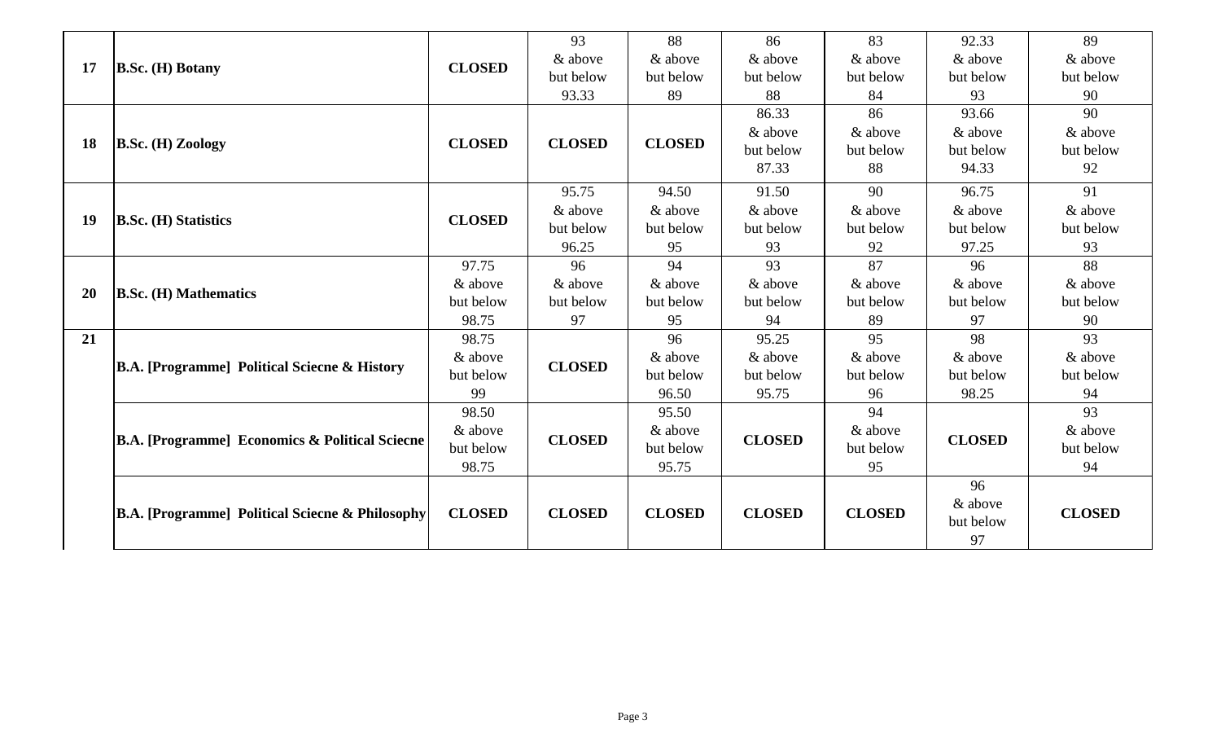| | | | | | | | | |
|---|---|---|---|---|---|---|---|---|
| 17 | **B.Sc. (H) Botany** | **CLOSED** | 93 & above but below 93.33 | 88 & above but below 89 | 86 & above but below 88 | 83 & above but below 84 | 92.33 & above but below 93 | 89 & above but below 90 |
| 18 | **B.Sc. (H) Zoology** | **CLOSED** | **CLOSED** | **CLOSED** | 86.33 & above but below 87.33 | 86 & above but below 88 | 93.66 & above but below 94.33 | 90 & above but below 92 |
| 19 | **B.Sc. (H) Statistics** | **CLOSED** | 95.75 & above but below 96.25 | 94.50 & above but below 95 | 91.50 & above but below 93 | 90 & above but below 92 | 96.75 & above but below 97.25 | 91 & above but below 93 |
| 20 | **B.Sc. (H) Mathematics** | 97.75 & above but below 98.75 | 96 & above but below 97 | 94 & above but below 95 | 93 & above but below 94 | 87 & above but below 89 | 96 & above but below 97 | 88 & above but below 90 |
| 21 | **B.A. [Programme] Political Sciecne & History** | 98.75 & above but below 99 | **CLOSED** | 96 & above but below 96.50 | 95.25 & above but below 95.75 | 95 & above but below 96 | 98 & above but below 98.25 | 93 & above but below 94 |
| | **B.A. [Programme] Economics & Political Sciecne** | 98.50 & above but below 98.75 | **CLOSED** | 95.50 & above but below 95.75 | **CLOSED** | 94 & above but below 95 | **CLOSED** | 93 & above but below 94 |
| | **B.A. [Programme] Political Sciecne & Philosophy** | **CLOSED** | **CLOSED** | **CLOSED** | **CLOSED** | **CLOSED** | 96 & above but below 97 | **CLOSED** |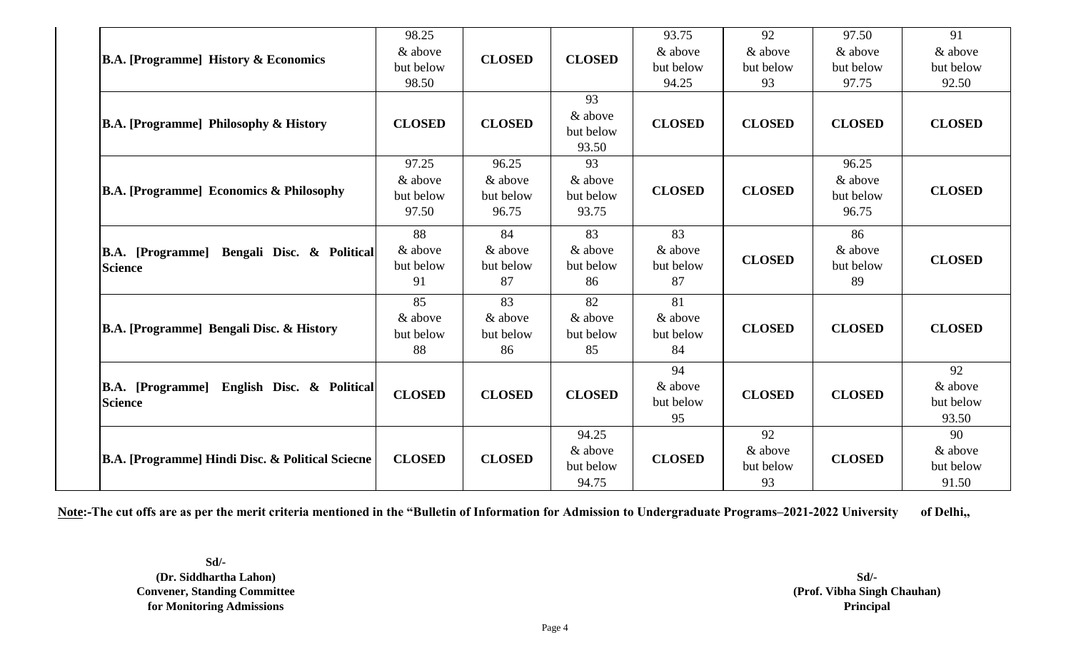| | | | | | | | |
|---|---|---|---|---|---|---|---|
| **B.A. [Programme] History & Economics** | 98.25 & above but below 98.50 | **CLOSED** | **CLOSED** | 93.75 & above but below 94.25 | 92 & above but below 93 | 97.50 & above but below 97.75 | 91 & above but below 92.50 |
| **B.A. [Programme] Philosophy & History** | **CLOSED** | **CLOSED** | 93 & above but below 93.50 | **CLOSED** | **CLOSED** | **CLOSED** | **CLOSED** |
| **B.A. [Programme] Economics & Philosophy** | 97.25 & above but below 97.50 | 96.25 & above but below 96.75 | 93 & above but below 93.75 | **CLOSED** | **CLOSED** | 96.25 & above but below 96.75 | **CLOSED** |
| **B.A. [Programme] Bengali Disc. & Political Science** | 88 & above but below 91 | 84 & above but below 87 | 83 & above but below 86 | 83 & above but below 87 | **CLOSED** | 86 & above but below 89 | **CLOSED** |
| **B.A. [Programme] Bengali Disc. & History** | 85 & above but below 88 | 83 & above but below 86 | 82 & above but below 85 | 81 & above but below 84 | **CLOSED** | **CLOSED** | **CLOSED** |
| **B.A. [Programme] English Disc. & Political Science** | **CLOSED** | **CLOSED** | **CLOSED** | 94 & above but below 95 | **CLOSED** | **CLOSED** | 92 & above but below 93.50 |
| **B.A. [Programme] Hindi Disc. & Political Sciecne** | **CLOSED** | **CLOSED** | 94.25 & above but below 94.75 | **CLOSED** | 92 & above but below 93 | **CLOSED** | 90 & above but below 91.50 |

**Note:-The cut offs are as per the merit criteria mentioned in the "Bulletin of Information for Admission to Undergraduate Programs–2021-2022 University of Delhi,,**

**Sd/-**
**(Dr. Siddhartha Lahon)**
**Convener, Standing Committee**
**for Monitoring Admissions**

**Sd/-**
**(Prof. Vibha Singh Chauhan)**
**Principal**